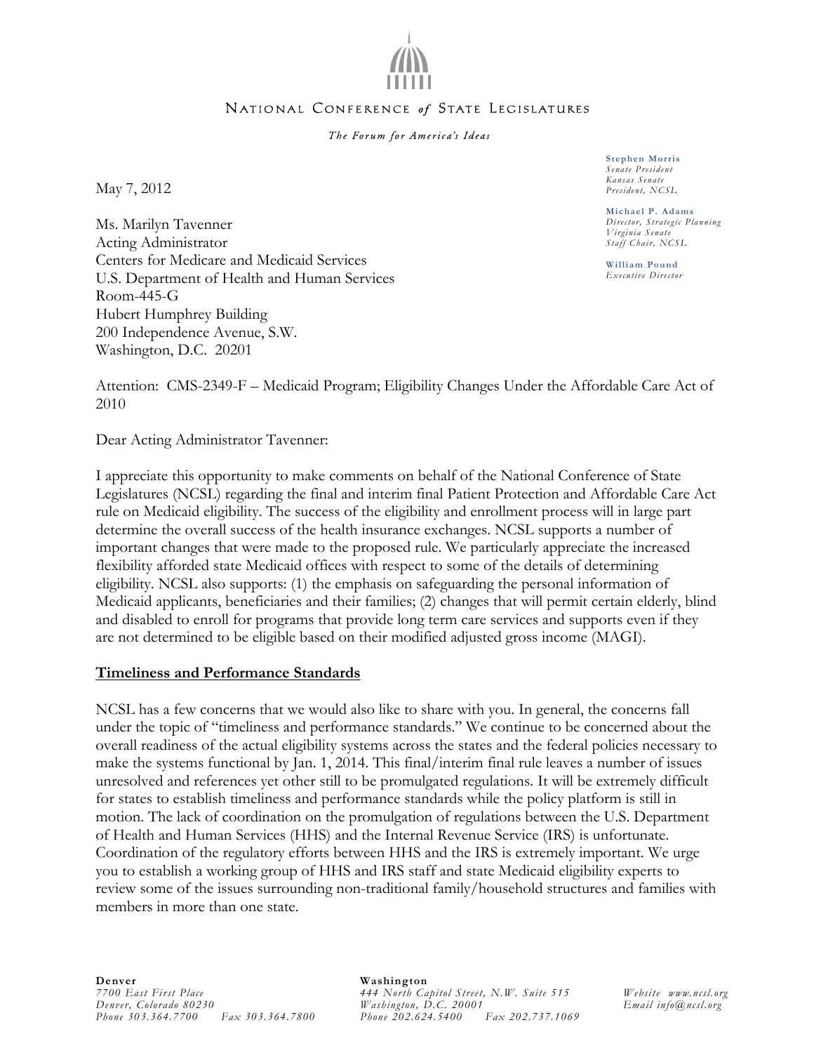NATIONAL CONFERENCE *of* STATE LEGISLATURES

*The Forum for America's Ideas*

**Stephen Morris**
*Senate President*
*Kansas Senate*
*President, NCSL*

**Michael P. Adams**
*Director, Strategic Planning*
*Virginia Senate*
*Staff Chair, NCSL*

**William Pound**
*Executive Director*

May 7, 2012

Ms. Marilyn Tavenner
Acting Administrator
Centers for Medicare and Medicaid Services
U.S. Department of Health and Human Services
Room-445-G
Hubert Humphrey Building
200 Independence Avenue, S.W.
Washington, D.C. 20201

Attention: CMS-2349-F – Medicaid Program; Eligibility Changes Under the Affordable Care Act of 2010

Dear Acting Administrator Tavenner:

I appreciate this opportunity to make comments on behalf of the National Conference of State Legislatures (NCSL) regarding the final and interim final Patient Protection and Affordable Care Act rule on Medicaid eligibility. The success of the eligibility and enrollment process will in large part determine the overall success of the health insurance exchanges. NCSL supports a number of important changes that were made to the proposed rule. We particularly appreciate the increased flexibility afforded state Medicaid offices with respect to some of the details of determining eligibility. NCSL also supports: (1) the emphasis on safeguarding the personal information of Medicaid applicants, beneficiaries and their families; (2) changes that will permit certain elderly, blind and disabled to enroll for programs that provide long term care services and supports even if they are not determined to be eligible based on their modified adjusted gross income (MAGI).

**Timeliness and Performance Standards**

NCSL has a few concerns that we would also like to share with you. In general, the concerns fall under the topic of "timeliness and performance standards." We continue to be concerned about the overall readiness of the actual eligibility systems across the states and the federal policies necessary to make the systems functional by Jan. 1, 2014. This final/interim final rule leaves a number of issues unresolved and references yet other still to be promulgated regulations. It will be extremely difficult for states to establish timeliness and performance standards while the policy platform is still in motion. The lack of coordination on the promulgation of regulations between the U.S. Department of Health and Human Services (HHS) and the Internal Revenue Service (IRS) is unfortunate. Coordination of the regulatory efforts between HHS and the IRS is extremely important. We urge you to establish a working group of HHS and IRS staff and state Medicaid eligibility experts to review some of the issues surrounding non-traditional family/household structures and families with members in more than one state.

**Denver**
*7700 East First Place*
*Denver, Colorado 80230*
*Phone 303.364.7700 Fax 303.364.7800*

**Washington**
*444 North Capitol Street, N.W. Suite 515*
*Washington, D.C. 20001*
*Phone 202.624.5400 Fax 202.737.1069*

*Website www.ncsl.org*
*Email info@ncsl.org*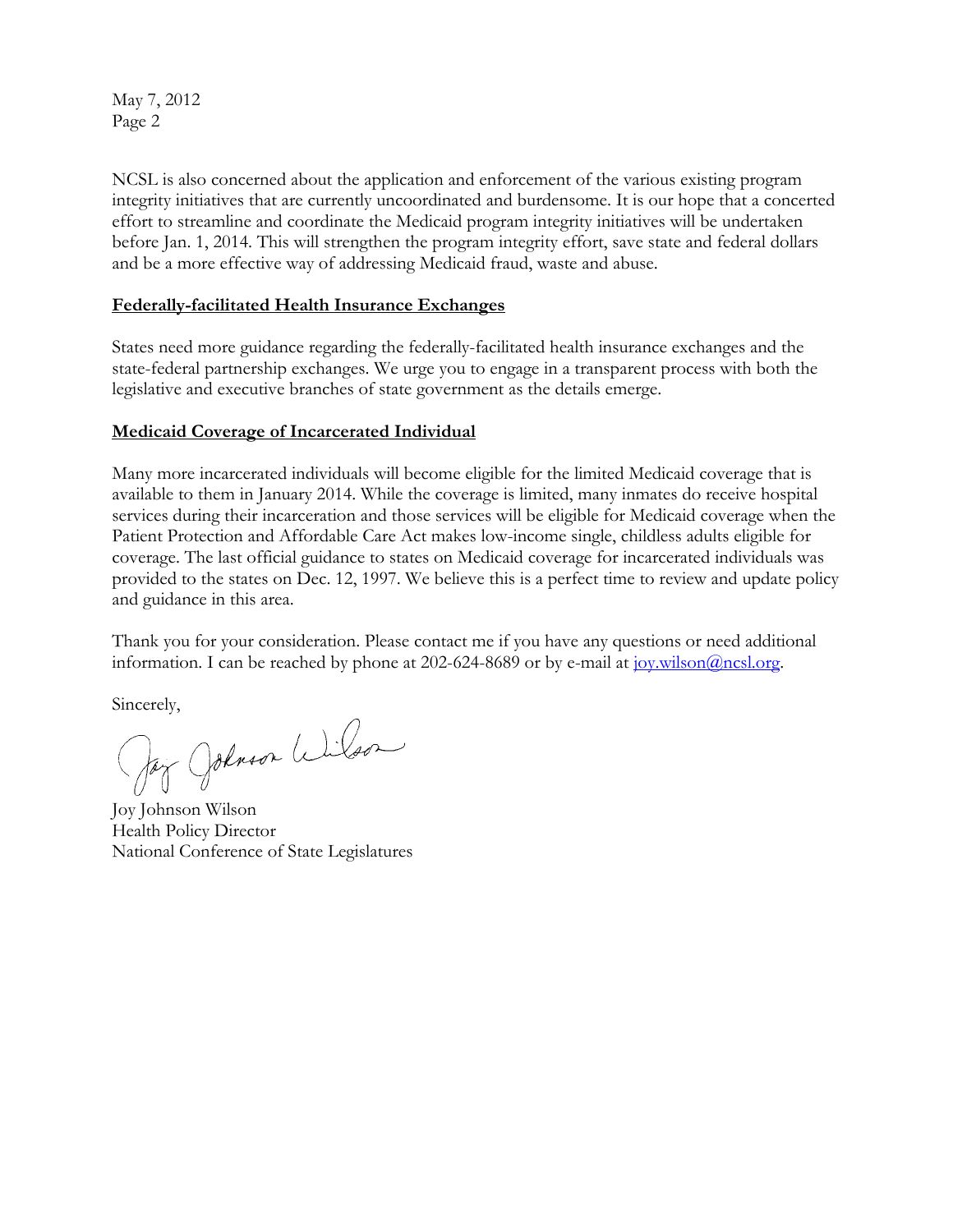NCSL is also concerned about the application and enforcement of the various existing program integrity initiatives that are currently uncoordinated and burdensome. It is our hope that a concerted effort to streamline and coordinate the Medicaid program integrity initiatives will be undertaken before Jan. 1, 2014. This will strengthen the program integrity effort, save state and federal dollars and be a more effective way of addressing Medicaid fraud, waste and abuse.

**Federally-facilitated Health Insurance Exchanges**

States need more guidance regarding the federally-facilitated health insurance exchanges and the state-federal partnership exchanges. We urge you to engage in a transparent process with both the legislative and executive branches of state government as the details emerge.

**Medicaid Coverage of Incarcerated Individual**

Many more incarcerated individuals will become eligible for the limited Medicaid coverage that is available to them in January 2014. While the coverage is limited, many inmates do receive hospital services during their incarceration and those services will be eligible for Medicaid coverage when the Patient Protection and Affordable Care Act makes low-income single, childless adults eligible for coverage. The last official guidance to states on Medicaid coverage for incarcerated individuals was provided to the states on Dec. 12, 1997. We believe this is a perfect time to review and update policy and guidance in this area.

Thank you for your consideration. Please contact me if you have any questions or need additional information. I can be reached by phone at 202-624-8689 or by e-mail at joy.wilson@ncsl.org.

Sincerely,

Joy Johnson Wilson
Health Policy Director
National Conference of State Legislatures